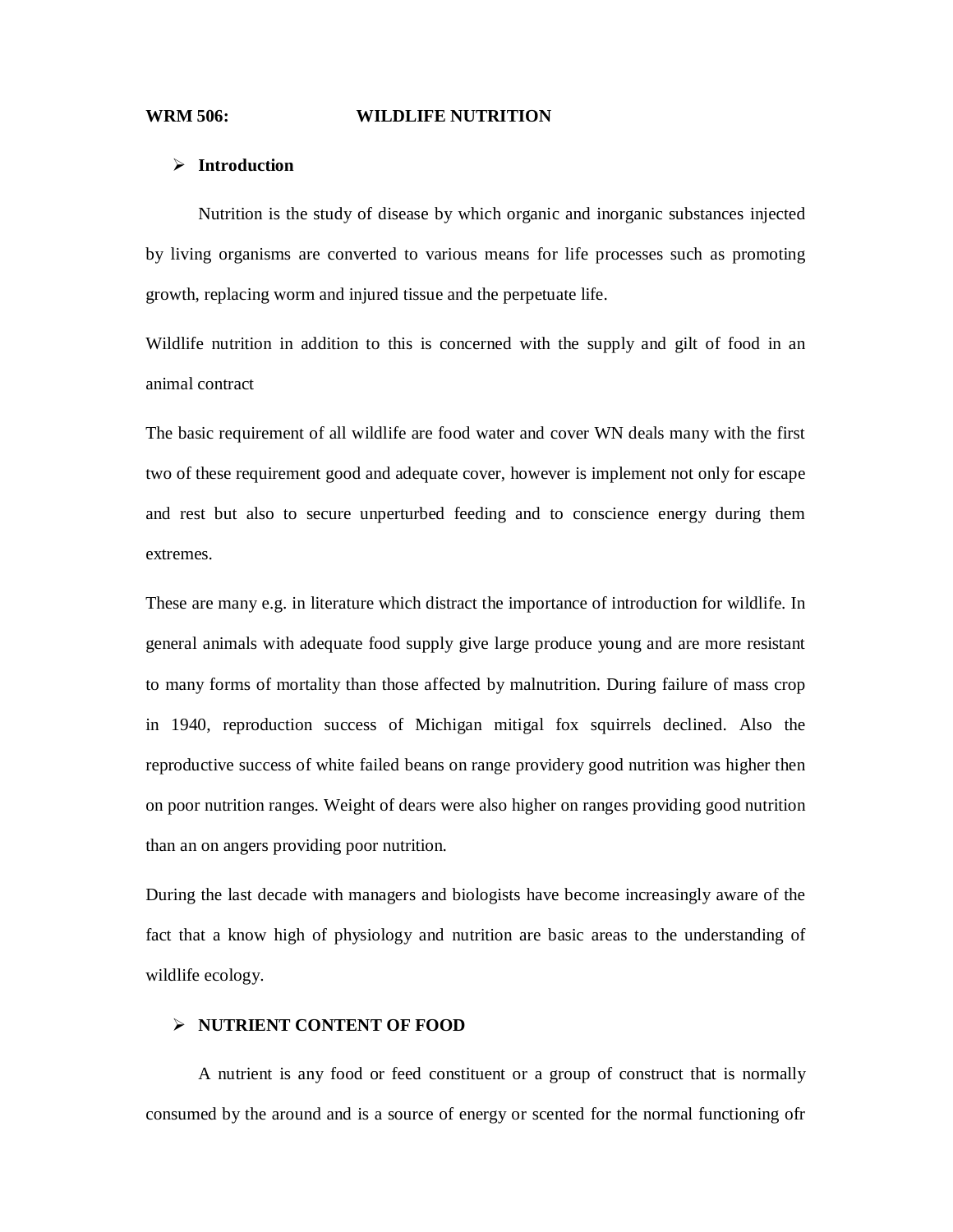**WRM 506: WILDLIFE NUTRITION**

- **Introduction**

Nutrition is the study of disease by which organic and inorganic substances injected by living organisms are converted to various means for life processes such as promoting growth, replacing worm and injured tissue and the perpetuate life.

Wildlife nutrition in addition to this is concerned with the supply and gilt of food in an animal contract

The basic requirement of all wildlife are food water and cover WN deals many with the first two of these requirement good and adequate cover, however is implement not only for escape and rest but also to secure unperturbed feeding and to conscience energy during them extremes.

These are many e.g. in literature which distract the importance of introduction for wildlife. In general animals with adequate food supply give large produce young and are more resistant to many forms of mortality than those affected by malnutrition. During failure of mass crop in 1940, reproduction success of Michigan mitigal fox squirrels declined. Also the reproductive success of white failed beans on range providery good nutrition was higher then on poor nutrition ranges. Weight of dears were also higher on ranges providing good nutrition than an on angers providing poor nutrition.

During the last decade with managers and biologists have become increasingly aware of the fact that a know high of physiology and nutrition are basic areas to the understanding of wildlife ecology.

- **NUTRIENT CONTENT OF FOOD**

A nutrient is any food or feed constituent or a group of construct that is normally consumed by the around and is a source of energy or scented for the normal functioning ofr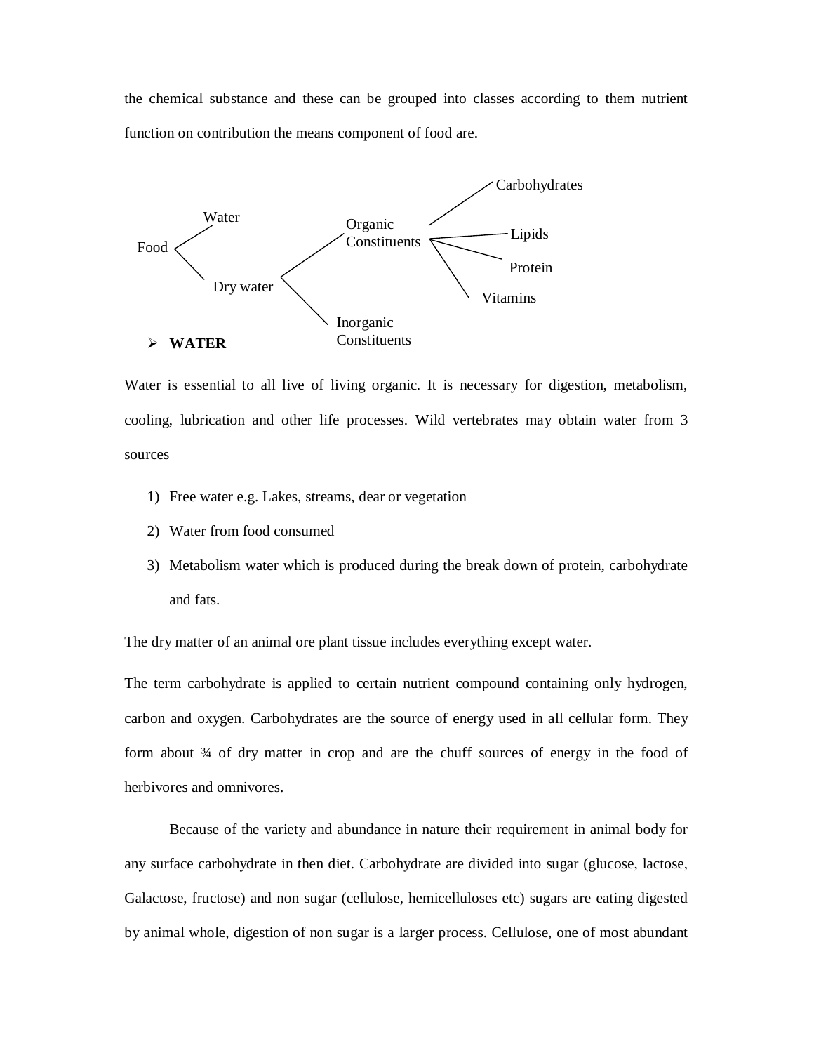the chemical substance and these can be grouped into classes according to them nutrient function on contribution the means component of food are.

- Food
  - Water
  - Dry water
    - Organic Constituents
      - Carbohydrates
      - Lipids
      - Protein
      - Vitamins
    - Inorganic Constituents

- **WATER**

Water is essential to all live of living organic. It is necessary for digestion, metabolism, cooling, lubrication and other life processes. Wild vertebrates may obtain water from 3 sources

1) Free water e.g. Lakes, streams, dear or vegetation
2) Water from food consumed
3) Metabolism water which is produced during the break down of protein, carbohydrate and fats.

The dry matter of an animal ore plant tissue includes everything except water.

The term carbohydrate is applied to certain nutrient compound containing only hydrogen, carbon and oxygen. Carbohydrates are the source of energy used in all cellular form. They form about ¾ of dry matter in crop and are the chuff sources of energy in the food of herbivores and omnivores.

Because of the variety and abundance in nature their requirement in animal body for any surface carbohydrate in then diet. Carbohydrate are divided into sugar (glucose, lactose, Galactose, fructose) and non sugar (cellulose, hemicelluloses etc) sugars are eating digested by animal whole, digestion of non sugar is a larger process. Cellulose, one of most abundant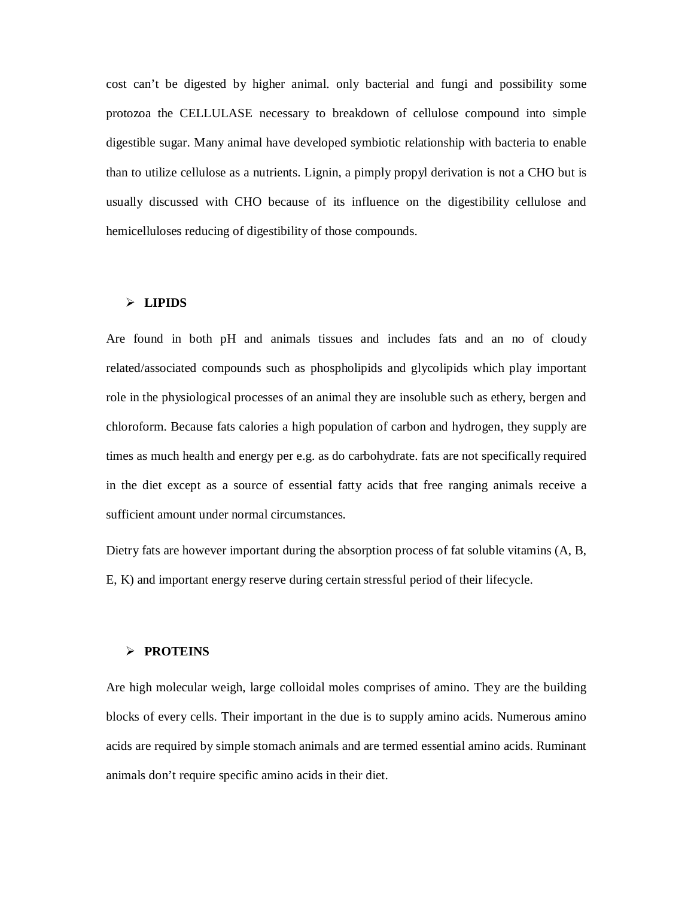cost can't be digested by higher animal. only bacterial and fungi and possibility some protozoa the CELLULASE necessary to breakdown of cellulose compound into simple digestible sugar. Many animal have developed symbiotic relationship with bacteria to enable than to utilize cellulose as a nutrients. Lignin, a pimply propyl derivation is not a CHO but is usually discussed with CHO because of its influence on the digestibility cellulose and hemicelluloses reducing of digestibility of those compounds.

- **LIPIDS**

Are found in both pH and animals tissues and includes fats and an no of cloudy related/associated compounds such as phospholipids and glycolipids which play important role in the physiological processes of an animal they are insoluble such as ethery, bergen and chloroform. Because fats calories a high population of carbon and hydrogen, they supply are times as much health and energy per e.g. as do carbohydrate. fats are not specifically required in the diet except as a source of essential fatty acids that free ranging animals receive a sufficient amount under normal circumstances.

Dietry fats are however important during the absorption process of fat soluble vitamins (A, B, E, K) and important energy reserve during certain stressful period of their lifecycle.

- **PROTEINS**

Are high molecular weigh, large colloidal moles comprises of amino. They are the building blocks of every cells. Their important in the due is to supply amino acids. Numerous amino acids are required by simple stomach animals and are termed essential amino acids. Ruminant animals don't require specific amino acids in their diet.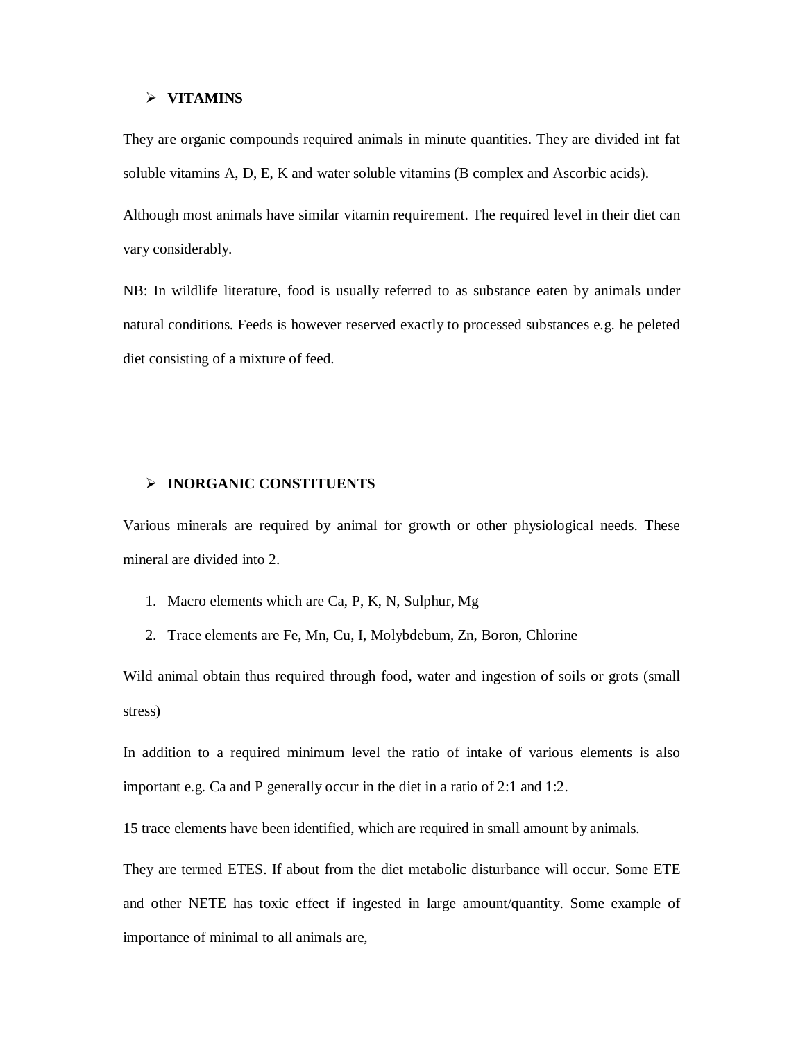- **VITAMINS**

They are organic compounds required animals in minute quantities. They are divided int fat soluble vitamins A, D, E, K and water soluble vitamins (B complex and Ascorbic acids).

Although most animals have similar vitamin requirement. The required level in their diet can vary considerably.

NB: In wildlife literature, food is usually referred to as substance eaten by animals under natural conditions. Feeds is however reserved exactly to processed substances e.g. he peleted diet consisting of a mixture of feed.

- **INORGANIC CONSTITUENTS**

Various minerals are required by animal for growth or other physiological needs. These mineral are divided into 2.

1. Macro elements which are Ca, P, K, N, Sulphur, Mg
2. Trace elements are Fe, Mn, Cu, I, Molybdebum, Zn, Boron, Chlorine

Wild animal obtain thus required through food, water and ingestion of soils or grots (small stress)

In addition to a required minimum level the ratio of intake of various elements is also important e.g. Ca and P generally occur in the diet in a ratio of 2:1 and 1:2.

15 trace elements have been identified, which are required in small amount by animals.

They are termed ETES. If about from the diet metabolic disturbance will occur. Some ETE and other NETE has toxic effect if ingested in large amount/quantity. Some example of importance of minimal to all animals are,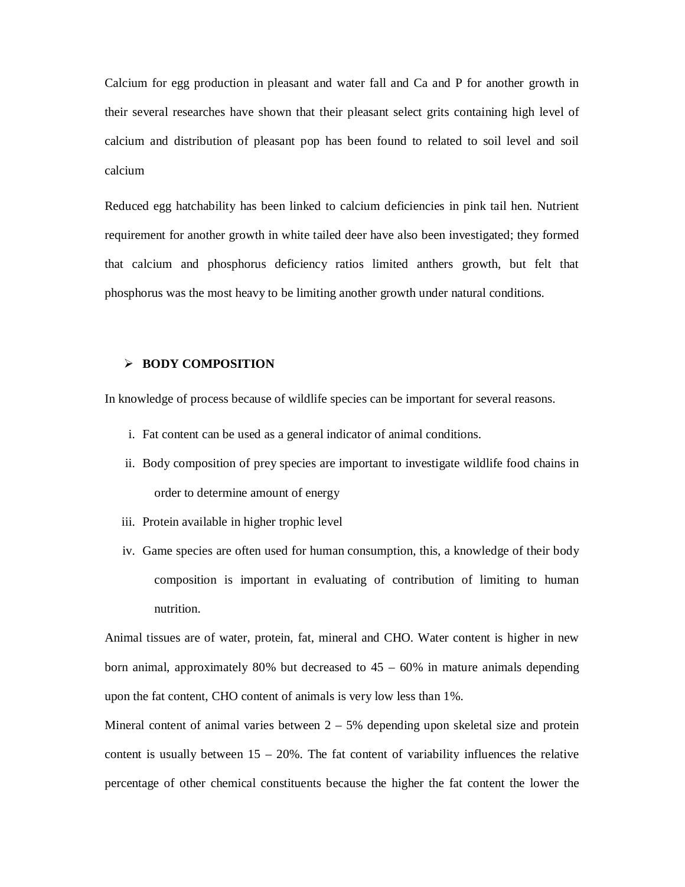Calcium for egg production in pleasant and water fall and Ca and P for another growth in their several researches have shown that their pleasant select grits containing high level of calcium and distribution of pleasant pop has been found to related to soil level and soil calcium

Reduced egg hatchability has been linked to calcium deficiencies in pink tail hen. Nutrient requirement for another growth in white tailed deer have also been investigated; they formed that calcium and phosphorus deficiency ratios limited anthers growth, but felt that phosphorus was the most heavy to be limiting another growth under natural conditions.

- **BODY COMPOSITION**

In knowledge of process because of wildlife species can be important for several reasons.

i. Fat content can be used as a general indicator of animal conditions.
ii. Body composition of prey species are important to investigate wildlife food chains in order to determine amount of energy
iii. Protein available in higher trophic level
iv. Game species are often used for human consumption, this, a knowledge of their body composition is important in evaluating of contribution of limiting to human nutrition.

Animal tissues are of water, protein, fat, mineral and CHO. Water content is higher in new born animal, approximately 80% but decreased to 45 – 60% in mature animals depending upon the fat content, CHO content of animals is very low less than 1%.

Mineral content of animal varies between 2 – 5% depending upon skeletal size and protein content is usually between 15 – 20%. The fat content of variability influences the relative percentage of other chemical constituents because the higher the fat content the lower the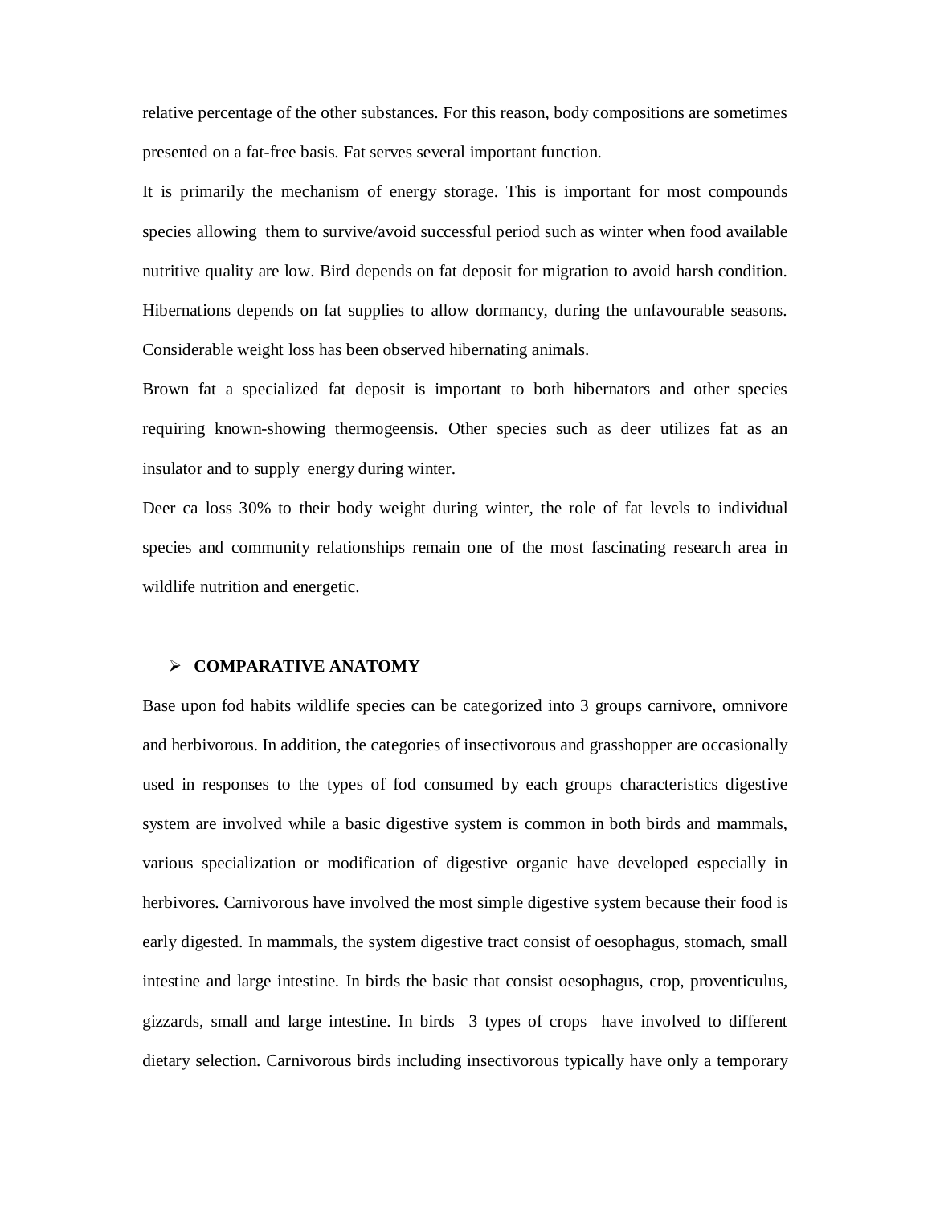relative percentage of the other substances. For this reason, body compositions are sometimes presented on a fat-free basis. Fat serves several important function.

It is primarily the mechanism of energy storage. This is important for most compounds species allowing them to survive/avoid successful period such as winter when food available nutritive quality are low. Bird depends on fat deposit for migration to avoid harsh condition. Hibernations depends on fat supplies to allow dormancy, during the unfavourable seasons. Considerable weight loss has been observed hibernating animals.

Brown fat a specialized fat deposit is important to both hibernators and other species requiring known-showing thermogeensis. Other species such as deer utilizes fat as an insulator and to supply energy during winter.

Deer ca loss 30% to their body weight during winter, the role of fat levels to individual species and community relationships remain one of the most fascinating research area in wildlife nutrition and energetic.

- **COMPARATIVE ANATOMY**

Base upon fod habits wildlife species can be categorized into 3 groups carnivore, omnivore and herbivorous. In addition, the categories of insectivorous and grasshopper are occasionally used in responses to the types of fod consumed by each groups characteristics digestive system are involved while a basic digestive system is common in both birds and mammals, various specialization or modification of digestive organic have developed especially in herbivores. Carnivorous have involved the most simple digestive system because their food is early digested. In mammals, the system digestive tract consist of oesophagus, stomach, small intestine and large intestine. In birds the basic that consist oesophagus, crop, proventiculus, gizzards, small and large intestine. In birds 3 types of crops have involved to different dietary selection. Carnivorous birds including insectivorous typically have only a temporary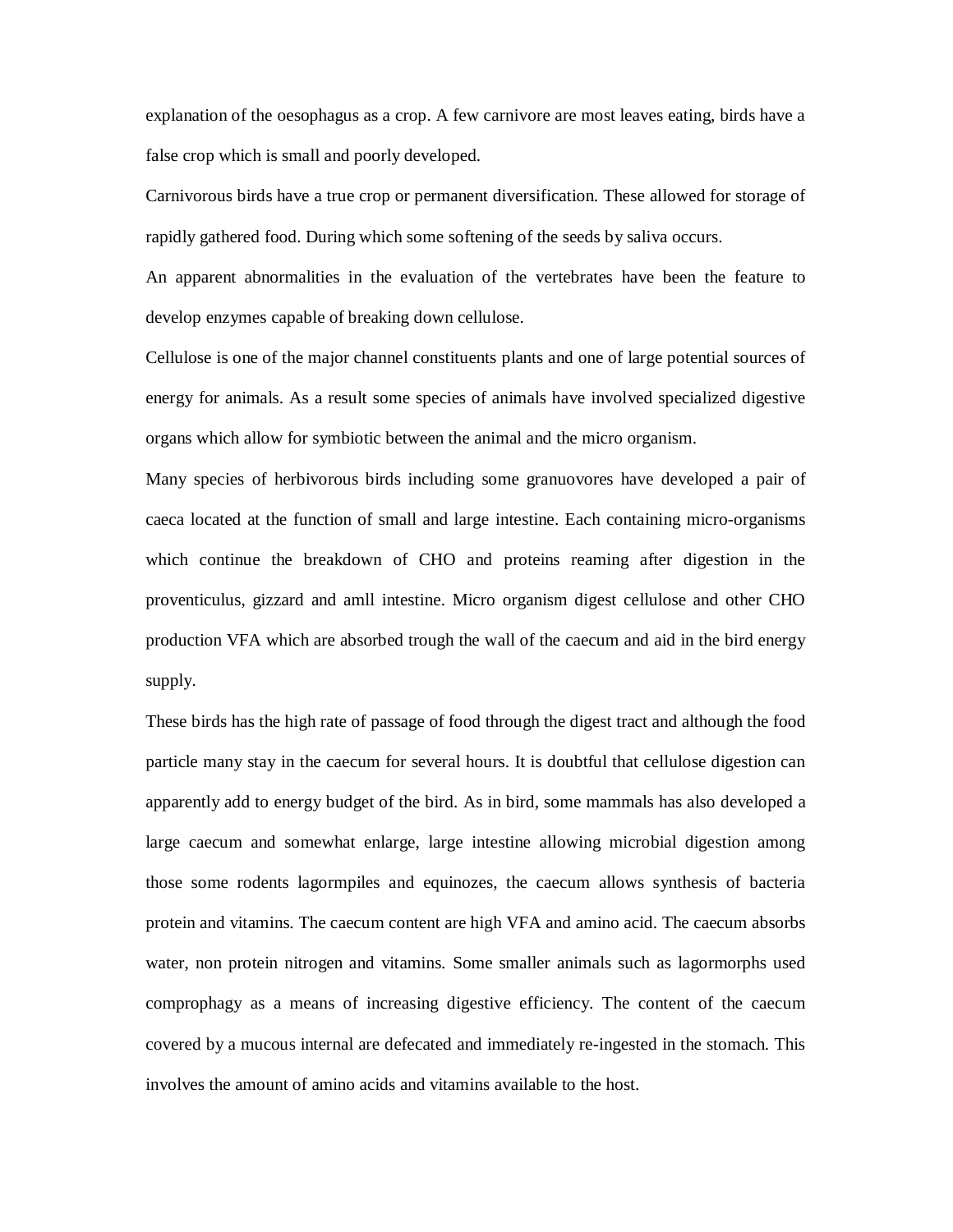explanation of the oesophagus as a crop. A few carnivore are most leaves eating, birds have a false crop which is small and poorly developed.

Carnivorous birds have a true crop or permanent diversification. These allowed for storage of rapidly gathered food. During which some softening of the seeds by saliva occurs.

An apparent abnormalities in the evaluation of the vertebrates have been the feature to develop enzymes capable of breaking down cellulose.

Cellulose is one of the major channel constituents plants and one of large potential sources of energy for animals. As a result some species of animals have involved specialized digestive organs which allow for symbiotic between the animal and the micro organism.

Many species of herbivorous birds including some granuovores have developed a pair of caeca located at the function of small and large intestine. Each containing micro-organisms which continue the breakdown of CHO and proteins reaming after digestion in the proventiculus, gizzard and amll intestine. Micro organism digest cellulose and other CHO production VFA which are absorbed trough the wall of the caecum and aid in the bird energy supply.

These birds has the high rate of passage of food through the digest tract and although the food particle many stay in the caecum for several hours. It is doubtful that cellulose digestion can apparently add to energy budget of the bird. As in bird, some mammals has also developed a large caecum and somewhat enlarge, large intestine allowing microbial digestion among those some rodents lagormpiles and equinozes, the caecum allows synthesis of bacteria protein and vitamins. The caecum content are high VFA and amino acid. The caecum absorbs water, non protein nitrogen and vitamins. Some smaller animals such as lagormorphs used comprophagy as a means of increasing digestive efficiency. The content of the caecum covered by a mucous internal are defecated and immediately re-ingested in the stomach. This involves the amount of amino acids and vitamins available to the host.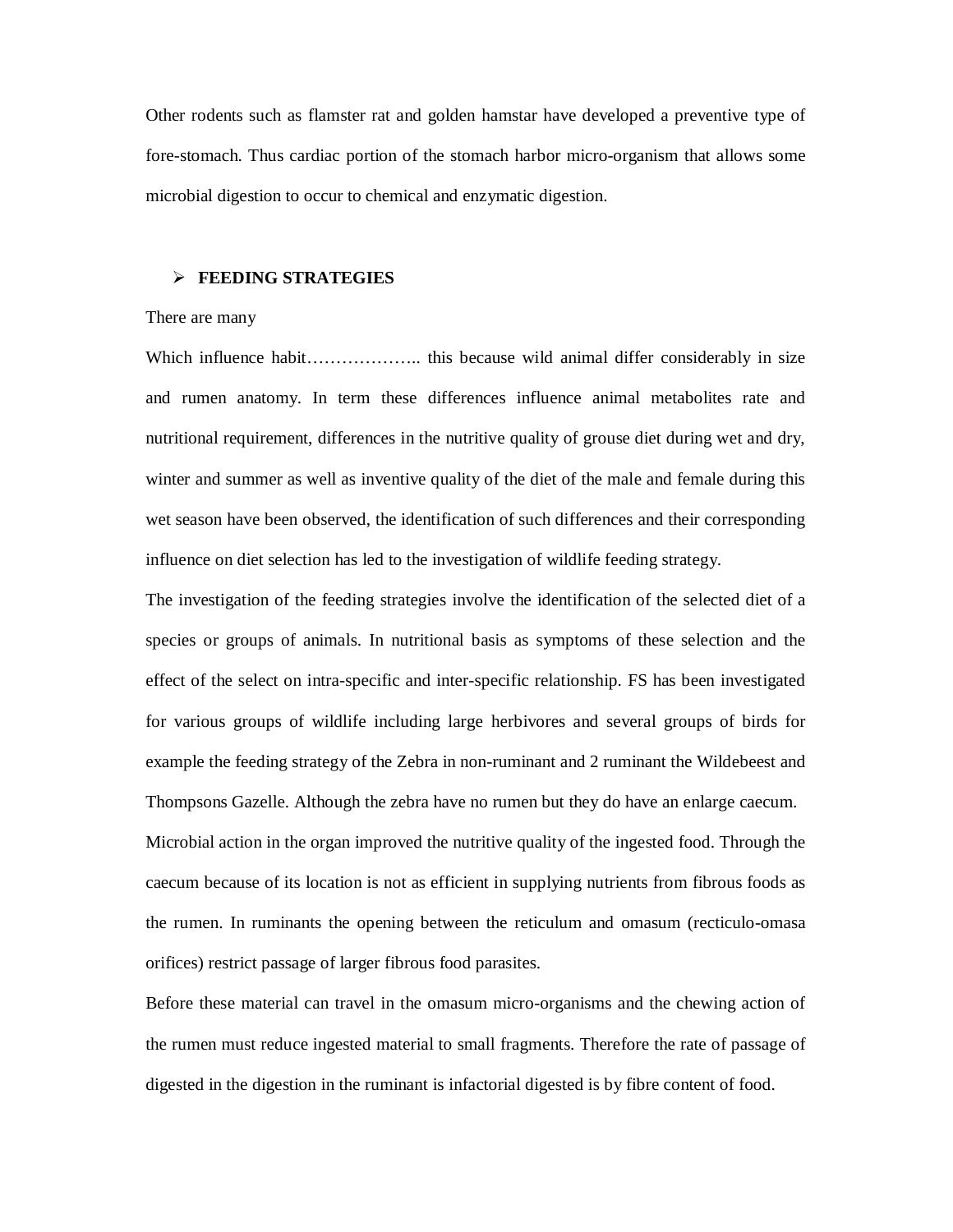Other rodents such as flamster rat and golden hamstar have developed a preventive type of fore-stomach. Thus cardiac portion of the stomach harbor micro-organism that allows some microbial digestion to occur to chemical and enzymatic digestion.

- **FEEDING STRATEGIES**

There are many

Which influence habit……………….. this because wild animal differ considerably in size and rumen anatomy. In term these differences influence animal metabolites rate and nutritional requirement, differences in the nutritive quality of grouse diet during wet and dry, winter and summer as well as inventive quality of the diet of the male and female during this wet season have been observed, the identification of such differences and their corresponding influence on diet selection has led to the investigation of wildlife feeding strategy.

The investigation of the feeding strategies involve the identification of the selected diet of a species or groups of animals. In nutritional basis as symptoms of these selection and the effect of the select on intra-specific and inter-specific relationship. FS has been investigated for various groups of wildlife including large herbivores and several groups of birds for example the feeding strategy of the Zebra in non-ruminant and 2 ruminant the Wildebeest and Thompsons Gazelle. Although the zebra have no rumen but they do have an enlarge caecum.

Microbial action in the organ improved the nutritive quality of the ingested food. Through the caecum because of its location is not as efficient in supplying nutrients from fibrous foods as the rumen. In ruminants the opening between the reticulum and omasum (recticulo-omasa orifices) restrict passage of larger fibrous food parasites.

Before these material can travel in the omasum micro-organisms and the chewing action of the rumen must reduce ingested material to small fragments. Therefore the rate of passage of digested in the digestion in the ruminant is infactorial digested is by fibre content of food.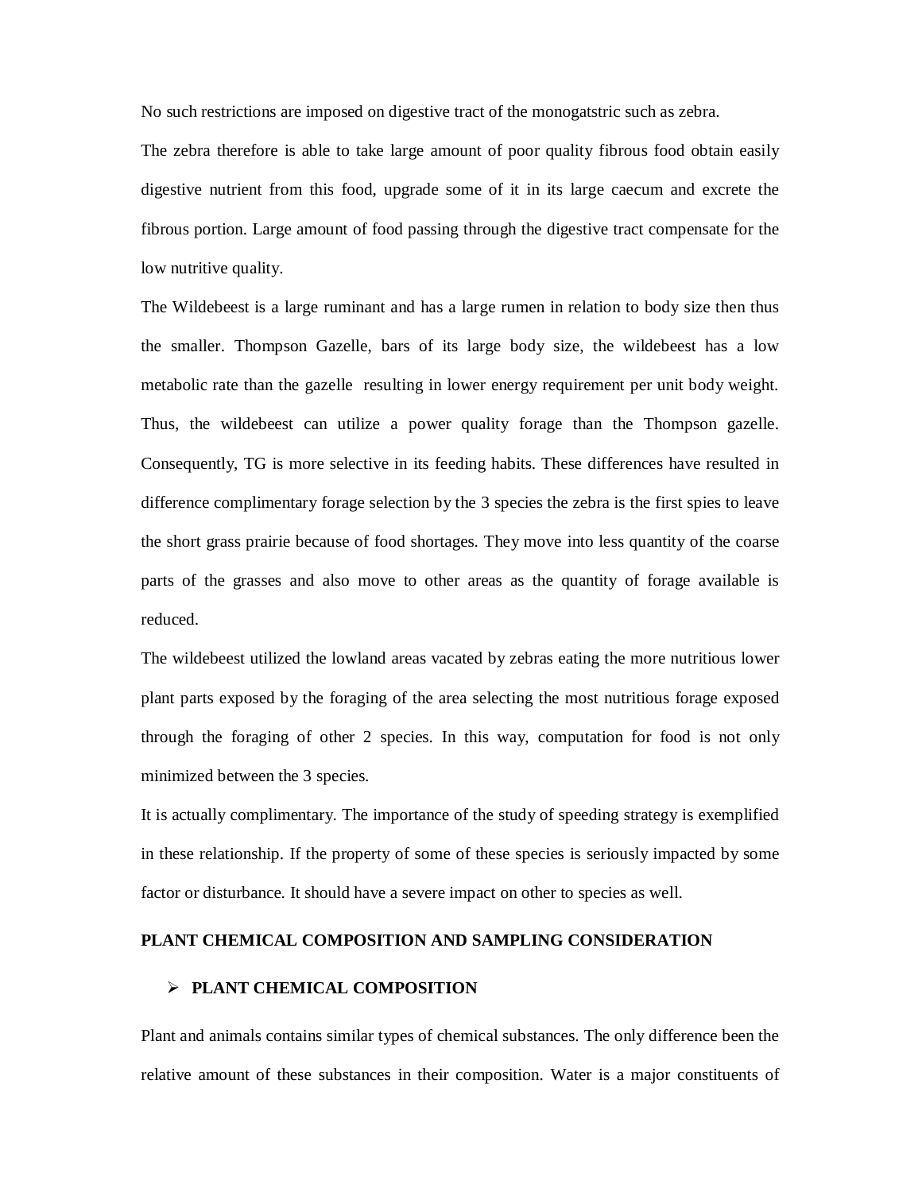No such restrictions are imposed on digestive tract of the monogatstric such as zebra.

The zebra therefore is able to take large amount of poor quality fibrous food obtain easily digestive nutrient from this food, upgrade some of it in its large caecum and excrete the fibrous portion. Large amount of food passing through the digestive tract compensate for the low nutritive quality.

The Wildebeest is a large ruminant and has a large rumen in relation to body size then thus the smaller. Thompson Gazelle, bars of its large body size, the wildebeest has a low metabolic rate than the gazelle resulting in lower energy requirement per unit body weight. Thus, the wildebeest can utilize a power quality forage than the Thompson gazelle. Consequently, TG is more selective in its feeding habits. These differences have resulted in difference complimentary forage selection by the 3 species the zebra is the first spies to leave the short grass prairie because of food shortages. They move into less quantity of the coarse parts of the grasses and also move to other areas as the quantity of forage available is reduced.

The wildebeest utilized the lowland areas vacated by zebras eating the more nutritious lower plant parts exposed by the foraging of the area selecting the most nutritious forage exposed through the foraging of other 2 species. In this way, computation for food is not only minimized between the 3 species.

It is actually complimentary. The importance of the study of speeding strategy is exemplified in these relationship. If the property of some of these species is seriously impacted by some factor or disturbance. It should have a severe impact on other to species as well.

## PLANT CHEMICAL COMPOSITION AND SAMPLING CONSIDERATION

- **PLANT CHEMICAL COMPOSITION**

Plant and animals contains similar types of chemical substances. The only difference been the relative amount of these substances in their composition. Water is a major constituents of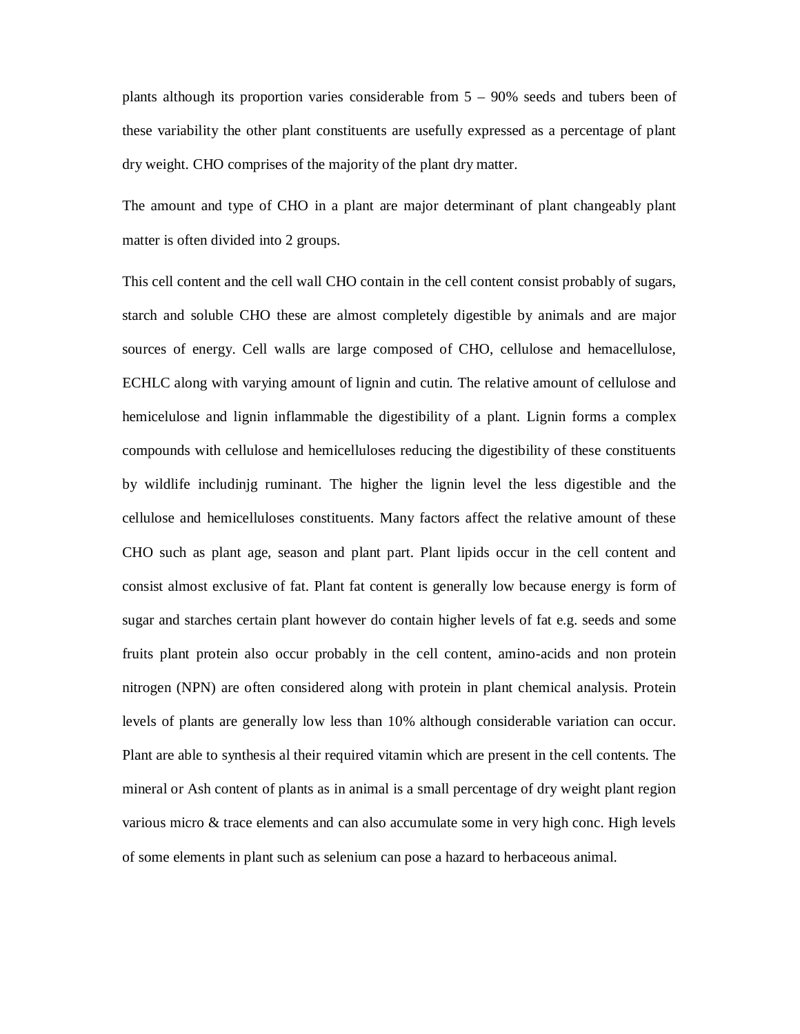plants although its proportion varies considerable from 5 – 90% seeds and tubers been of these variability the other plant constituents are usefully expressed as a percentage of plant dry weight. CHO comprises of the majority of the plant dry matter.

The amount and type of CHO in a plant are major determinant of plant changeably plant matter is often divided into 2 groups.

This cell content and the cell wall CHO contain in the cell content consist probably of sugars, starch and soluble CHO these are almost completely digestible by animals and are major sources of energy. Cell walls are large composed of CHO, cellulose and hemacellulose, ECHLC along with varying amount of lignin and cutin. The relative amount of cellulose and hemicelulose and lignin inflammable the digestibility of a plant. Lignin forms a complex compounds with cellulose and hemicelluloses reducing the digestibility of these constituents by wildlife includinjg ruminant. The higher the lignin level the less digestible and the cellulose and hemicelluloses constituents. Many factors affect the relative amount of these CHO such as plant age, season and plant part. Plant lipids occur in the cell content and consist almost exclusive of fat. Plant fat content is generally low because energy is form of sugar and starches certain plant however do contain higher levels of fat e.g. seeds and some fruits plant protein also occur probably in the cell content, amino-acids and non protein nitrogen (NPN) are often considered along with protein in plant chemical analysis. Protein levels of plants are generally low less than 10% although considerable variation can occur. Plant are able to synthesis al their required vitamin which are present in the cell contents. The mineral or Ash content of plants as in animal is a small percentage of dry weight plant region various micro & trace elements and can also accumulate some in very high conc. High levels of some elements in plant such as selenium can pose a hazard to herbaceous animal.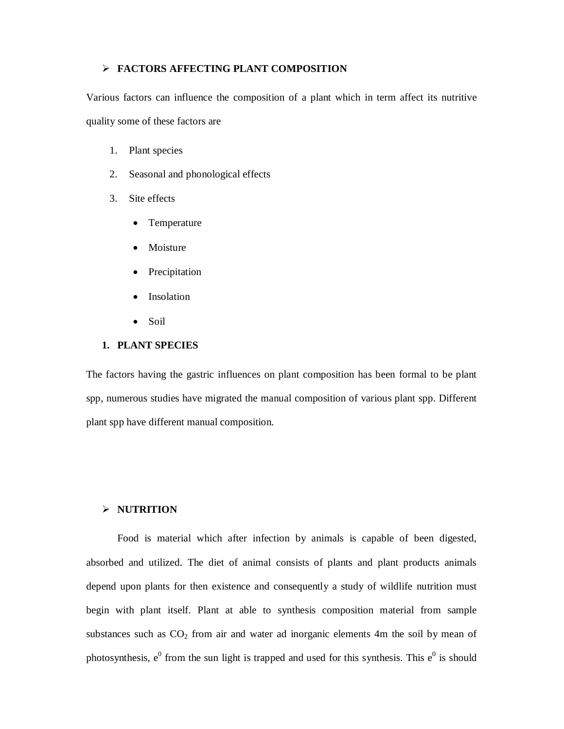## ➢ FACTORS AFFECTING PLANT COMPOSITION

Various factors can influence the composition of a plant which in term affect its nutritive quality some of these factors are

1. Plant species
2. Seasonal and phonological effects
3. Site effects
   - Temperature
   - Moisture
   - Precipitation
   - Insolation
   - Soil

### 1. PLANT SPECIES

The factors having the gastric influences on plant composition has been formal to be plant spp, numerous studies have migrated the manual composition of various plant spp. Different plant spp have different manual composition.

## ➢ NUTRITION

Food is material which after infection by animals is capable of been digested, absorbed and utilized. The diet of animal consists of plants and plant products animals depend upon plants for then existence and consequently a study of wildlife nutrition must begin with plant itself. Plant at able to synthesis composition material from sample substances such as $CO_2$ from air and water ad inorganic elements 4m the soil by mean of photosynthesis, $e^0$ from the sun light is trapped and used for this synthesis. This $e^0$ is should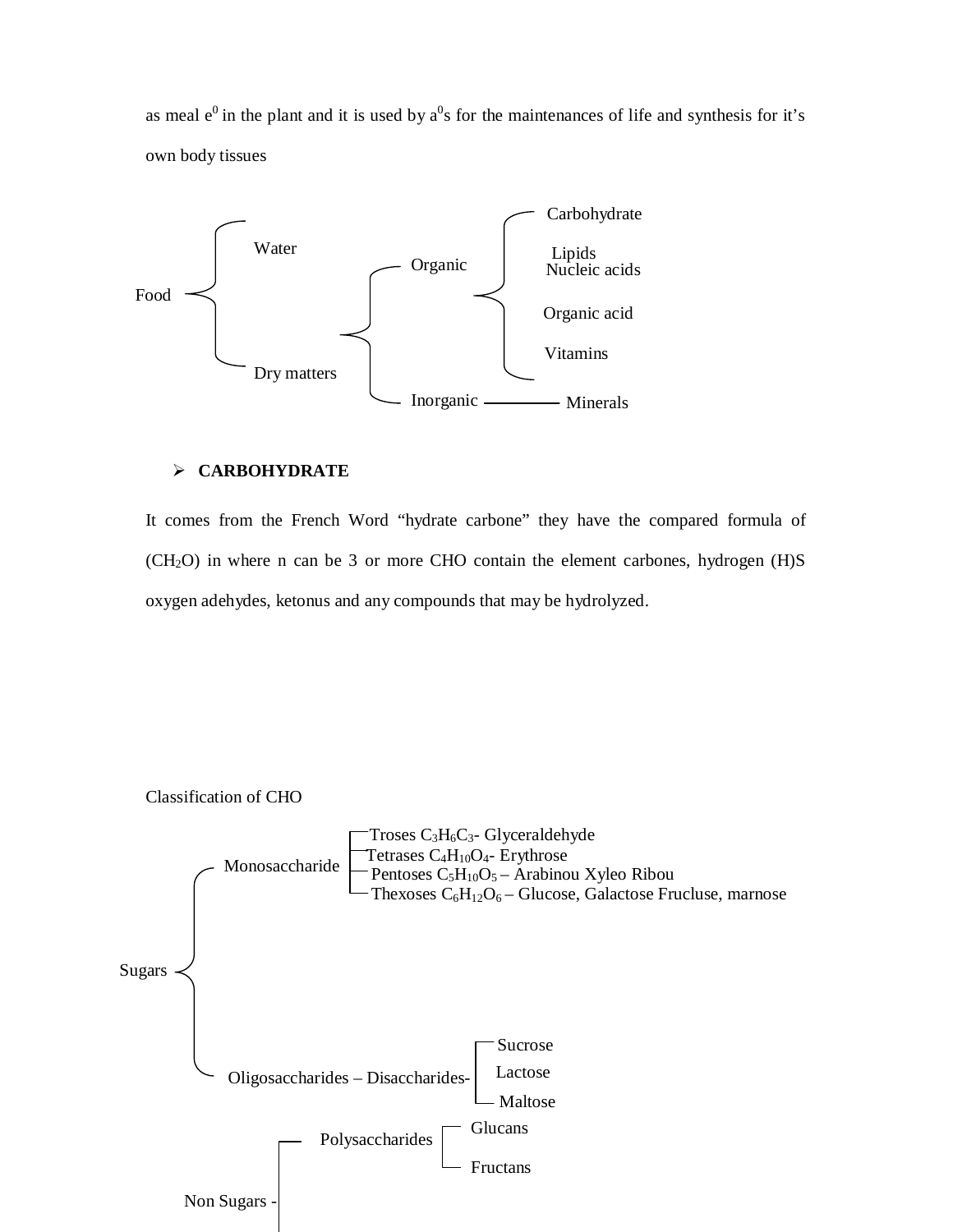as meal e[0] in the plant and it is used by a[0]s for the maintenances of life and synthesis for it's own body tissues

- Food
  - Water
  - Dry matters
    - Organic
      - Carbohydrate
      - Lipids
      - Nucleic acids
      - Organic acid
      - Vitamins
    - Inorganic — Minerals

- **CARBOHYDRATE**

It comes from the French Word "hydrate carbone" they have the compared formula of ($CH_2O$) in where n can be 3 or more CHO contain the element carbones, hydrogen (H)S oxygen adehydes, ketonus and any compounds that may be hydrolyzed.

Classification of CHO

- Sugars
  - Monosaccharide
    - Troses $C_3H_6C_3$- Glyceraldehyde
    - Tetrases $C_4H_{10}O_4$- Erythrose
    - Pentoses $C_5H_{10}O_5$ – Arabinou Xyleo Ribou
    - Thexoses $C_6H_{12}O_6$ – Glucose, Galactose Frucluse, marnose
  - Oligosaccharides – Disaccharides-
    - Sucrose
    - Lactose
    - Maltose
- Non Sugars -
  - Polysaccharides
    - Glucans
    - Fructans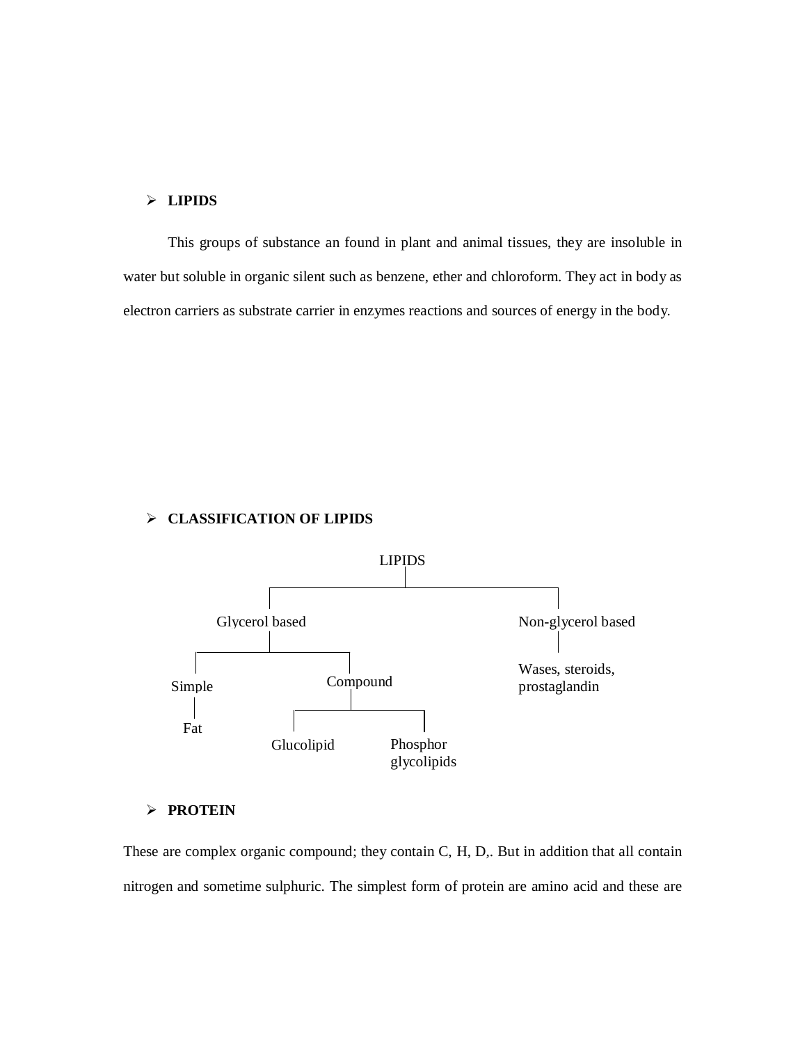- **LIPIDS**

This groups of substance an found in plant and animal tissues, they are insoluble in water but soluble in organic silent such as benzene, ether and chloroform. They act in body as electron carriers as substrate carrier in enzymes reactions and sources of energy in the body.

- **CLASSIFICATION OF LIPIDS**

```
                                LIPIDS
                                  |
          -------------------------------------------------
          |                                               |
    Glycerol based                                 Non-glycerol based
          |                                               |
    ------------------                             Wases, steroids,
    |                |                             prostaglandin
  Simple         Compound
    |                |
   Fat        ----------------
              |              |
         Glucolipid      Phosphor
                         glycolipids
```

- **PROTEIN**

These are complex organic compound; they contain C, H, D,. But in addition that all contain nitrogen and sometime sulphuric. The simplest form of protein are amino acid and these are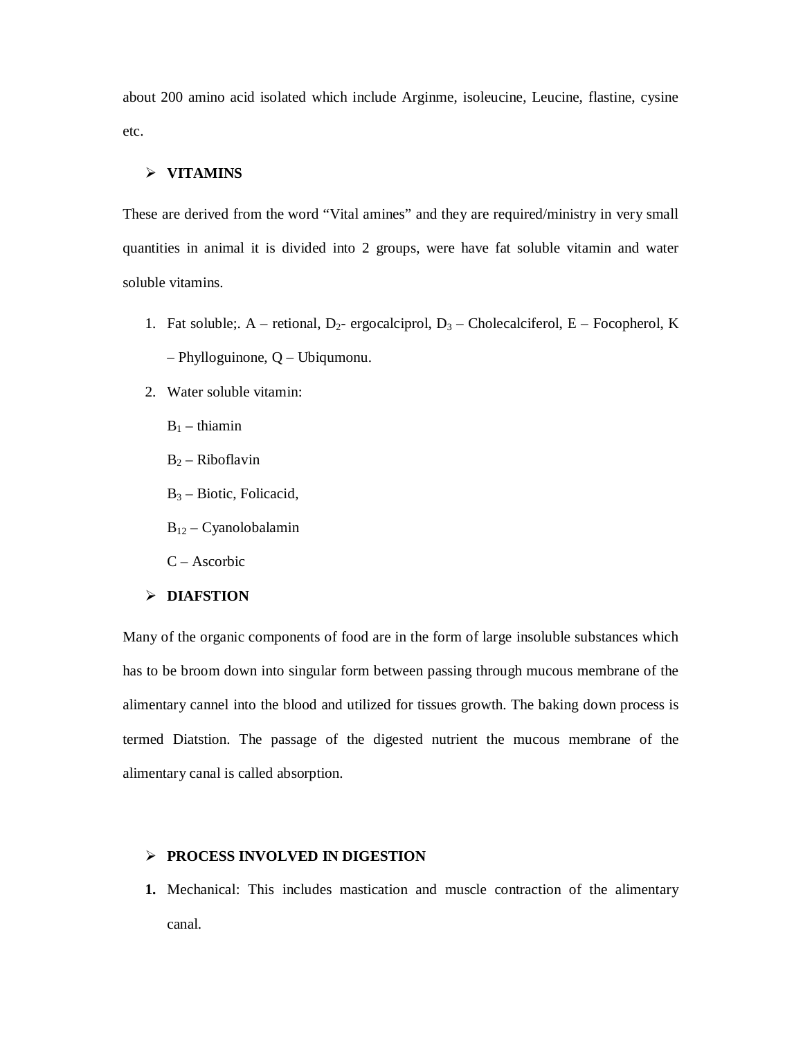about 200 amino acid isolated which include Arginme, isoleucine, Leucine, flastine, cysine etc.

- **VITAMINS**

These are derived from the word "Vital amines" and they are required/ministry in very small quantities in animal it is divided into 2 groups, were have fat soluble vitamin and water soluble vitamins.

1. Fat soluble;. A – retional, $D_2$- ergocalciprol, $D_3$ – Cholecalciferol, E – Focopherol, K – Phylloguinone, Q – Ubiqumonu.
2. Water soluble vitamin:

   $B_1$ – thiamin

   $B_2$ – Riboflavin

   $B_3$ – Biotic, Folicacid,

   $B_{12}$ – Cyanolobalamin

   C – Ascorbic

- **DIAFSTION**

Many of the organic components of food are in the form of large insoluble substances which has to be broom down into singular form between passing through mucous membrane of the alimentary cannel into the blood and utilized for tissues growth. The baking down process is termed Diatstion. The passage of the digested nutrient the mucous membrane of the alimentary canal is called absorption.

- **PROCESS INVOLVED IN DIGESTION**

1. Mechanical: This includes mastication and muscle contraction of the alimentary canal.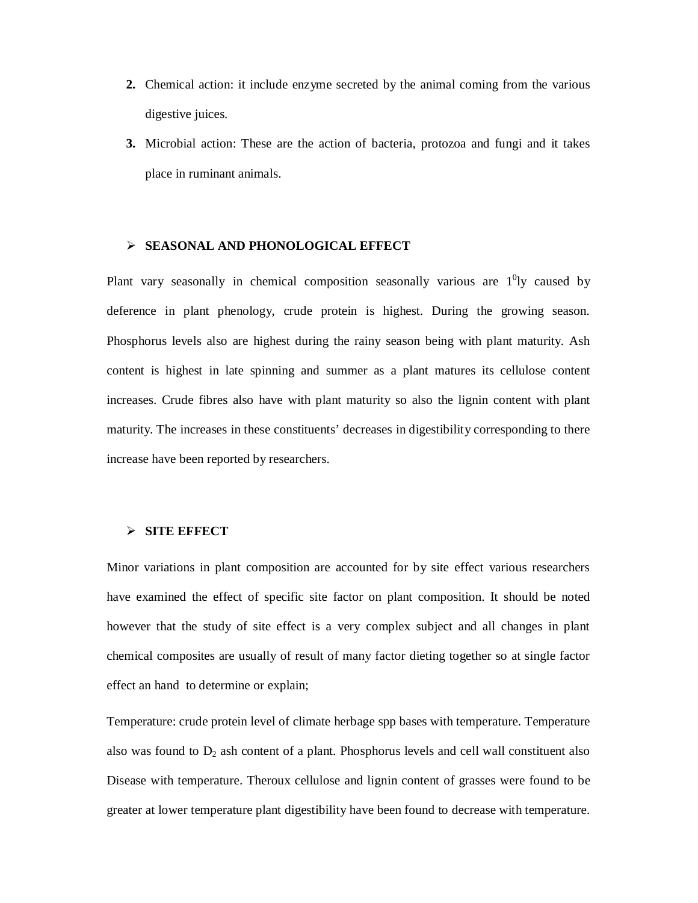2. Chemical action: it include enzyme secreted by the animal coming from the various digestive juices.
3. Microbial action: These are the action of bacteria, protozoa and fungi and it takes place in ruminant animals.

## ➢ SEASONAL AND PHONOLOGICAL EFFECT

Plant vary seasonally in chemical composition seasonally various are $1^{0}$ly caused by deference in plant phenology, crude protein is highest. During the growing season. Phosphorus levels also are highest during the rainy season being with plant maturity. Ash content is highest in late spinning and summer as a plant matures its cellulose content increases. Crude fibres also have with plant maturity so also the lignin content with plant maturity. The increases in these constituents' decreases in digestibility corresponding to there increase have been reported by researchers.

## ➢ SITE EFFECT

Minor variations in plant composition are accounted for by site effect various researchers have examined the effect of specific site factor on plant composition. It should be noted however that the study of site effect is a very complex subject and all changes in plant chemical composites are usually of result of many factor dieting together so at single factor effect an hand to determine or explain;

Temperature: crude protein level of climate herbage spp bases with temperature. Temperature also was found to $D_2$ ash content of a plant. Phosphorus levels and cell wall constituent also Disease with temperature. Theroux cellulose and lignin content of grasses were found to be greater at lower temperature plant digestibility have been found to decrease with temperature.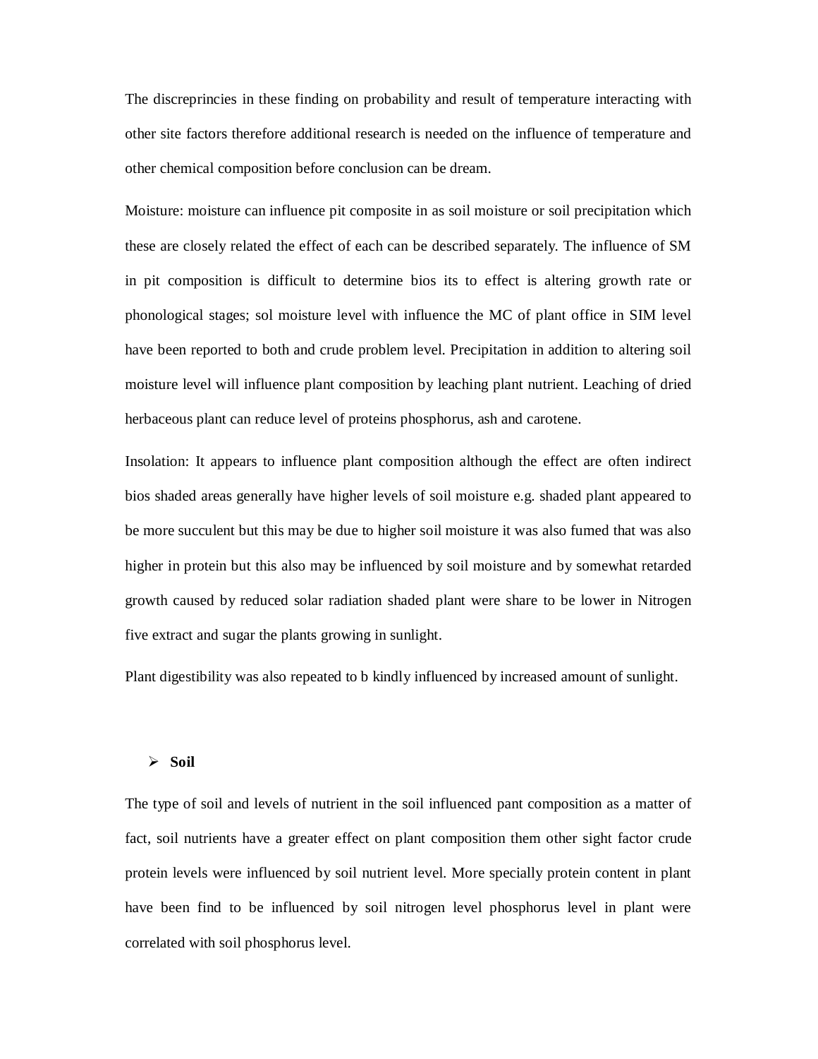The discreprincies in these finding on probability and result of temperature interacting with other site factors therefore additional research is needed on the influence of temperature and other chemical composition before conclusion can be dream.

Moisture: moisture can influence pit composite in as soil moisture or soil precipitation which these are closely related the effect of each can be described separately. The influence of SM in pit composition is difficult to determine bios its to effect is altering growth rate or phonological stages; sol moisture level with influence the MC of plant office in SIM level have been reported to both and crude problem level. Precipitation in addition to altering soil moisture level will influence plant composition by leaching plant nutrient. Leaching of dried herbaceous plant can reduce level of proteins phosphorus, ash and carotene.

Insolation: It appears to influence plant composition although the effect are often indirect bios shaded areas generally have higher levels of soil moisture e.g. shaded plant appeared to be more succulent but this may be due to higher soil moisture it was also fumed that was also higher in protein but this also may be influenced by soil moisture and by somewhat retarded growth caused by reduced solar radiation shaded plant were share to be lower in Nitrogen five extract and sugar the plants growing in sunlight.

Plant digestibility was also repeated to b kindly influenced by increased amount of sunlight.

- **Soil**

The type of soil and levels of nutrient in the soil influenced pant composition as a matter of fact, soil nutrients have a greater effect on plant composition them other sight factor crude protein levels were influenced by soil nutrient level. More specially protein content in plant have been find to be influenced by soil nitrogen level phosphorus level in plant were correlated with soil phosphorus level.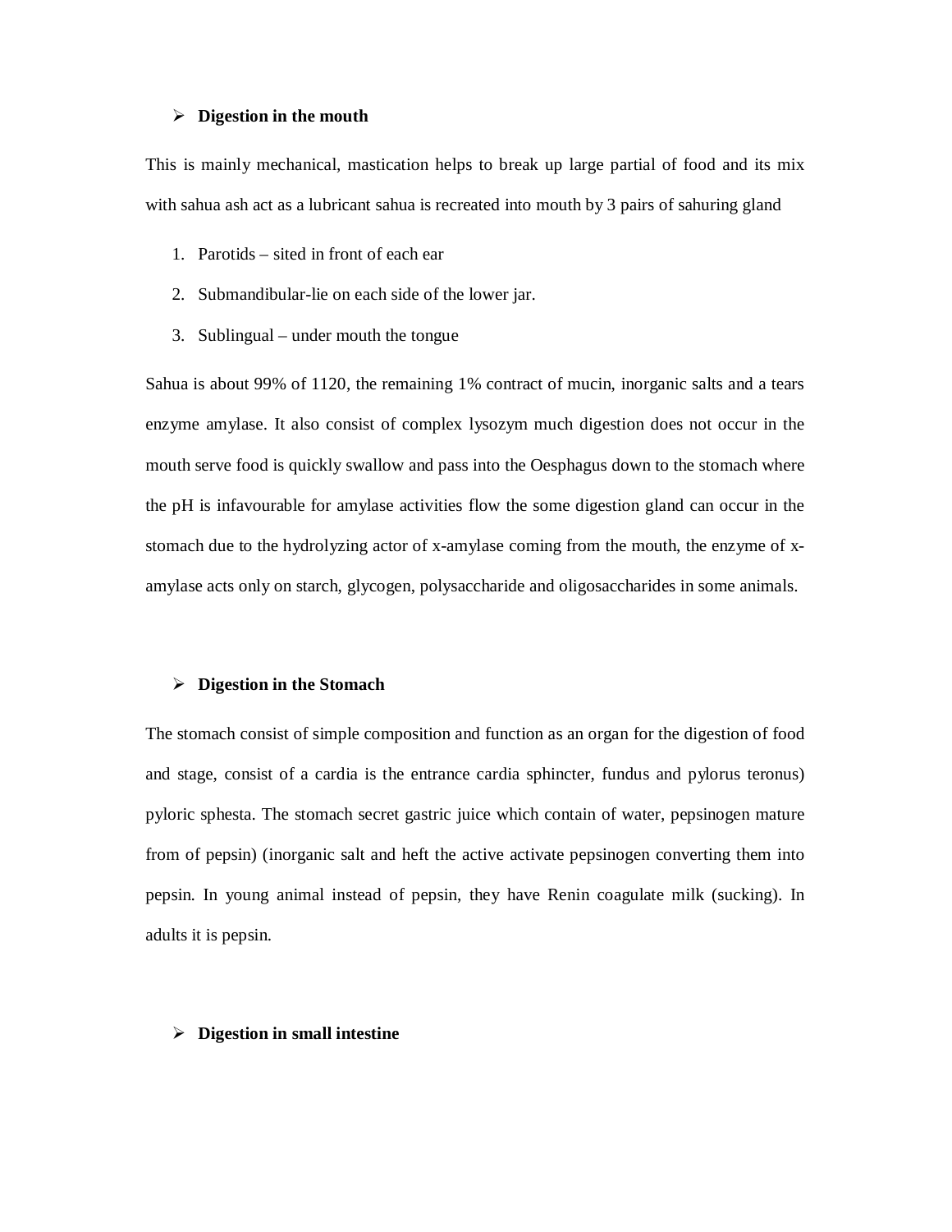- **Digestion in the mouth**

This is mainly mechanical, mastication helps to break up large partial of food and its mix with sahua ash act as a lubricant sahua is recreated into mouth by 3 pairs of sahuring gland

1. Parotids – sited in front of each ear
2. Submandibular-lie on each side of the lower jar.
3. Sublingual – under mouth the tongue

Sahua is about 99% of 1120, the remaining 1% contract of mucin, inorganic salts and a tears enzyme amylase. It also consist of complex lysozym much digestion does not occur in the mouth serve food is quickly swallow and pass into the Oesphagus down to the stomach where the pH is infavourable for amylase activities flow the some digestion gland can occur in the stomach due to the hydrolyzing actor of x-amylase coming from the mouth, the enzyme of x-amylase acts only on starch, glycogen, polysaccharide and oligosaccharides in some animals.

- **Digestion in the Stomach**

The stomach consist of simple composition and function as an organ for the digestion of food and stage, consist of a cardia is the entrance cardia sphincter, fundus and pylorus teronus) pyloric sphesta. The stomach secret gastric juice which contain of water, pepsinogen mature from of pepsin) (inorganic salt and heft the active activate pepsinogen converting them into pepsin. In young animal instead of pepsin, they have Renin coagulate milk (sucking). In adults it is pepsin.

- **Digestion in small intestine**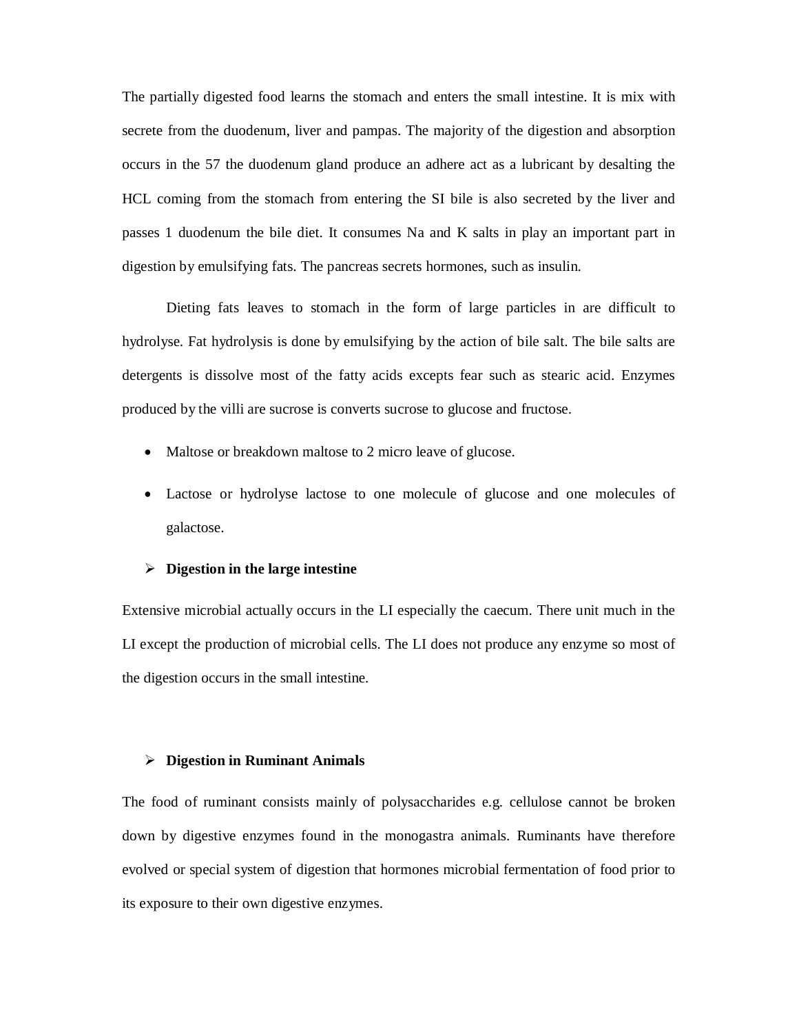The partially digested food learns the stomach and enters the small intestine. It is mix with secrete from the duodenum, liver and pampas. The majority of the digestion and absorption occurs in the 57 the duodenum gland produce an adhere act as a lubricant by desalting the HCL coming from the stomach from entering the SI bile is also secreted by the liver and passes 1 duodenum the bile diet. It consumes Na and K salts in play an important part in digestion by emulsifying fats. The pancreas secrets hormones, such as insulin.

Dieting fats leaves to stomach in the form of large particles in are difficult to hydrolyse. Fat hydrolysis is done by emulsifying by the action of bile salt. The bile salts are detergents is dissolve most of the fatty acids excepts fear such as stearic acid. Enzymes produced by the villi are sucrose is converts sucrose to glucose and fructose.

- Maltose or breakdown maltose to 2 micro leave of glucose.
- Lactose or hydrolyse lactose to one molecule of glucose and one molecules of galactose.

- **Digestion in the large intestine**

Extensive microbial actually occurs in the LI especially the caecum. There unit much in the LI except the production of microbial cells. The LI does not produce any enzyme so most of the digestion occurs in the small intestine.

- **Digestion in Ruminant Animals**

The food of ruminant consists mainly of polysaccharides e.g. cellulose cannot be broken down by digestive enzymes found in the monogastra animals. Ruminants have therefore evolved or special system of digestion that hormones microbial fermentation of food prior to its exposure to their own digestive enzymes.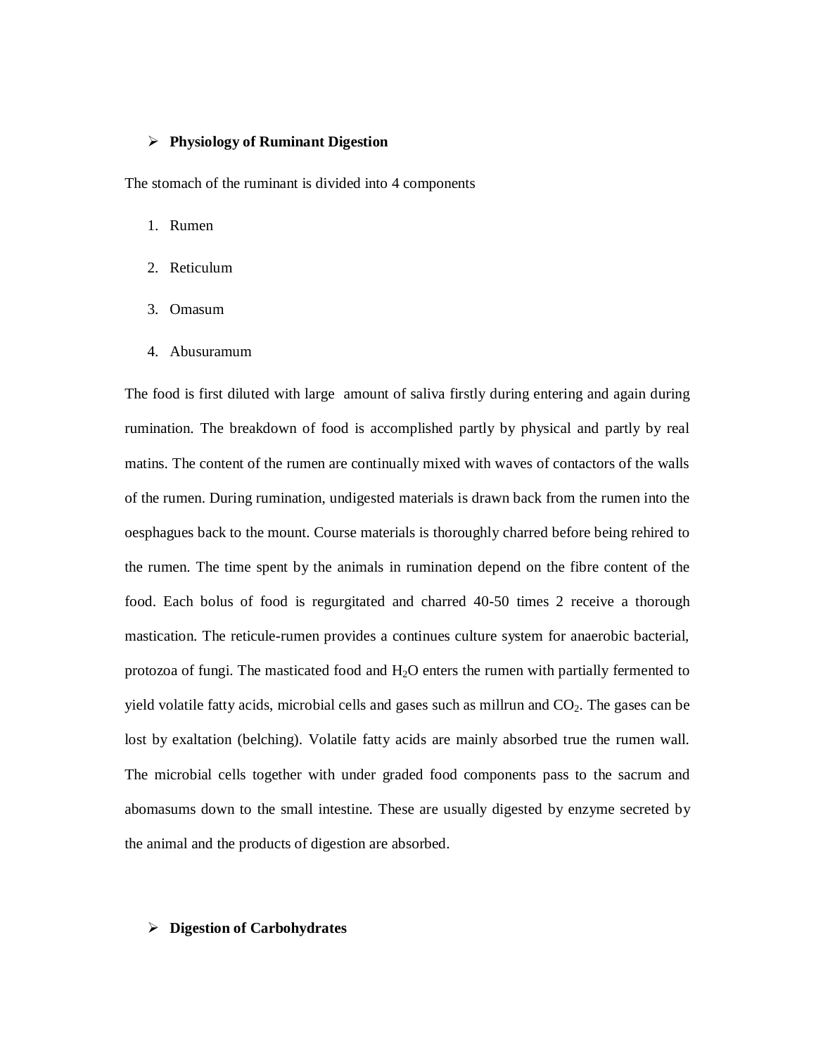## Physiology of Ruminant Digestion

The stomach of the ruminant is divided into 4 components

1. Rumen
2. Reticulum
3. Omasum
4. Abusuramum

The food is first diluted with large amount of saliva firstly during entering and again during rumination. The breakdown of food is accomplished partly by physical and partly by real matins. The content of the rumen are continually mixed with waves of contactors of the walls of the rumen. During rumination, undigested materials is drawn back from the rumen into the oesphagues back to the mount. Course materials is thoroughly charred before being rehired to the rumen. The time spent by the animals in rumination depend on the fibre content of the food. Each bolus of food is regurgitated and charred 40-50 times 2 receive a thorough mastication. The reticule-rumen provides a continues culture system for anaerobic bacterial, protozoa of fungi. The masticated food and $H_2O$ enters the rumen with partially fermented to yield volatile fatty acids, microbial cells and gases such as millrun and $CO_2$. The gases can be lost by exaltation (belching). Volatile fatty acids are mainly absorbed true the rumen wall. The microbial cells together with under graded food components pass to the sacrum and abomasums down to the small intestine. These are usually digested by enzyme secreted by the animal and the products of digestion are absorbed.

## Digestion of Carbohydrates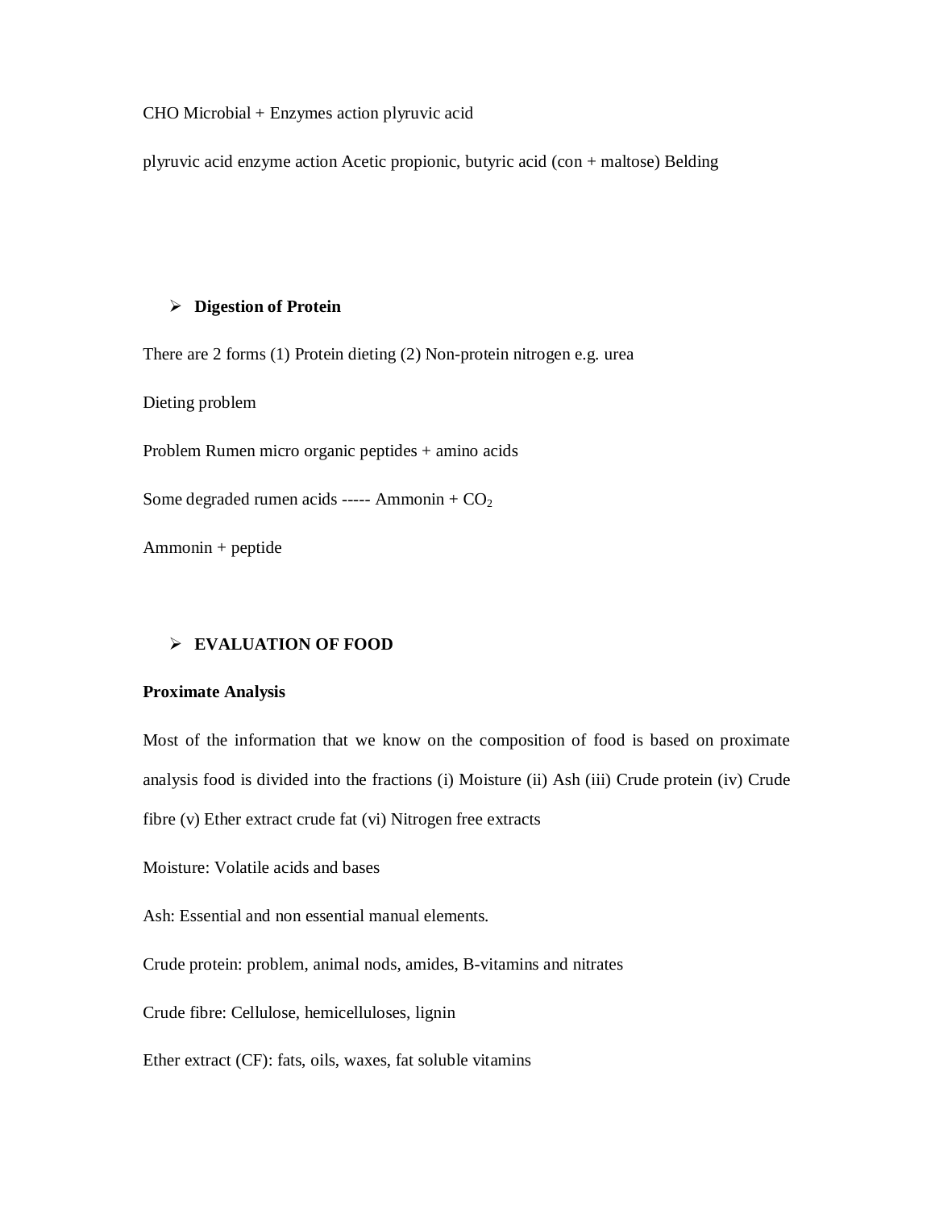CHO Microbial + Enzymes action plyruvic acid

plyruvic acid enzyme action Acetic propionic, butyric acid (con + maltose) Belding

- **Digestion of Protein**

There are 2 forms (1) Protein dieting (2) Non-protein nitrogen e.g. urea

Dieting problem

Problem Rumen micro organic peptides + amino acids

Some degraded rumen acids ----- Ammonin + $CO_2$

Ammonin + peptide

- **EVALUATION OF FOOD**

**Proximate Analysis**

Most of the information that we know on the composition of food is based on proximate analysis food is divided into the fractions (i) Moisture (ii) Ash (iii) Crude protein (iv) Crude fibre (v) Ether extract crude fat (vi) Nitrogen free extracts

Moisture: Volatile acids and bases

Ash: Essential and non essential manual elements.

Crude protein: problem, animal nods, amides, B-vitamins and nitrates

Crude fibre: Cellulose, hemicelluloses, lignin

Ether extract (CF): fats, oils, waxes, fat soluble vitamins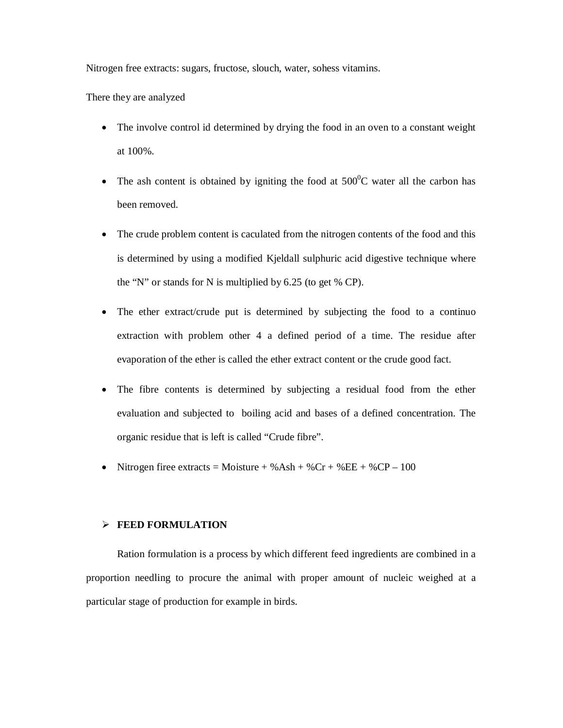Nitrogen free extracts: sugars, fructose, slouch, water, sohess vitamins.

There they are analyzed

- The involve control id determined by drying the food in an oven to a constant weight at 100%.
- The ash content is obtained by igniting the food at $500^0$C water all the carbon has been removed.
- The crude problem content is caculated from the nitrogen contents of the food and this is determined by using a modified Kjeldall sulphuric acid digestive technique where the "N" or stands for N is multiplied by 6.25 (to get % CP).
- The ether extract/crude put is determined by subjecting the food to a continuo extraction with problem other 4 a defined period of a time. The residue after evaporation of the ether is called the ether extract content or the crude good fact.
- The fibre contents is determined by subjecting a residual food from the ether evaluation and subjected to boiling acid and bases of a defined concentration. The organic residue that is left is called "Crude fibre".
- Nitrogen firee extracts = Moisture + %Ash + %Cr + %EE + %CP – 100

- **FEED FORMULATION**

Ration formulation is a process by which different feed ingredients are combined in a proportion needling to procure the animal with proper amount of nucleic weighed at a particular stage of production for example in birds.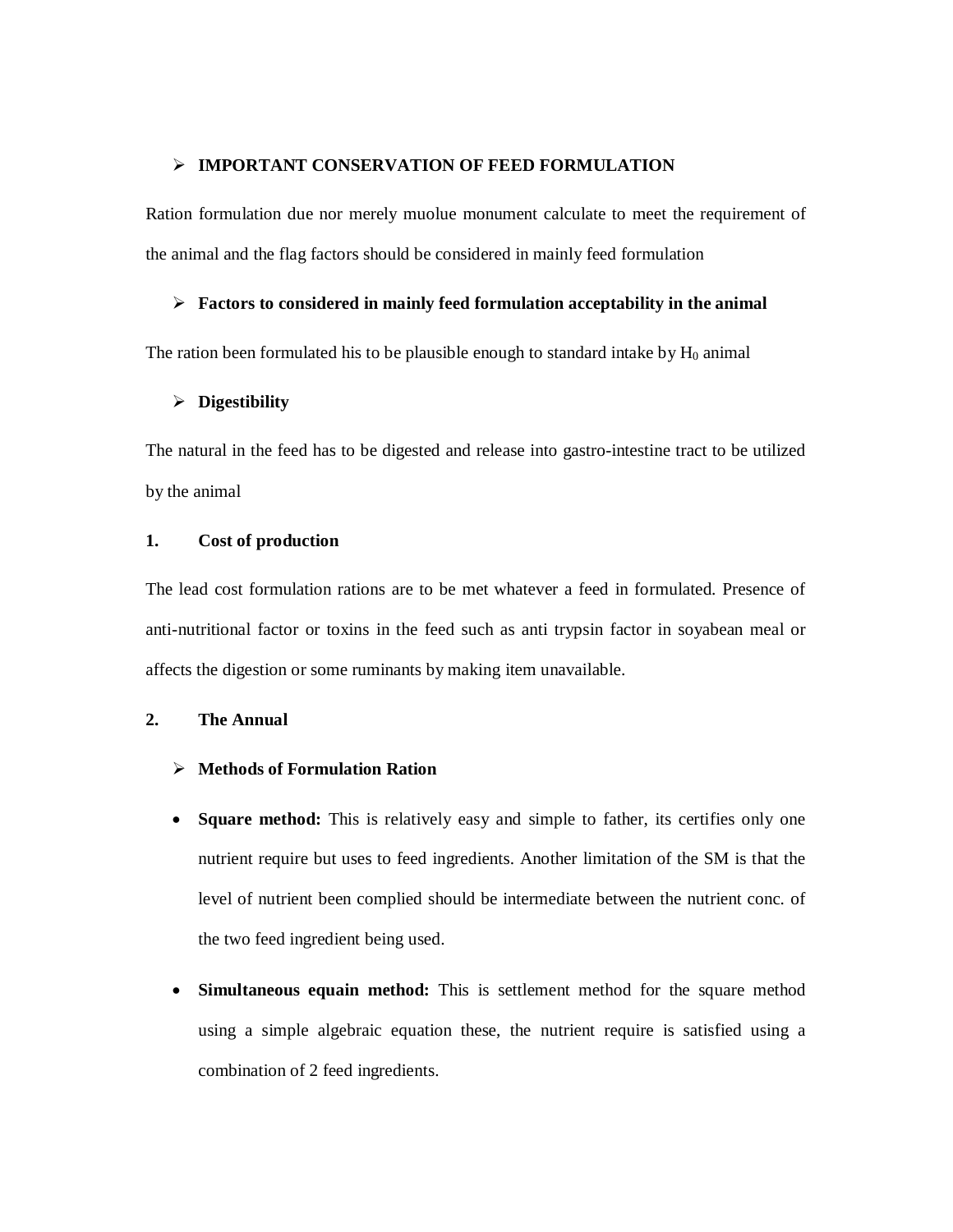- **IMPORTANT CONSERVATION OF FEED FORMULATION**

Ration formulation due nor merely muolue monument calculate to meet the requirement of the animal and the flag factors should be considered in mainly feed formulation

- **Factors to considered in mainly feed formulation acceptability in the animal**

The ration been formulated his to be plausible enough to standard intake by $H_0$ animal

- **Digestibility**

The natural in the feed has to be digested and release into gastro-intestine tract to be utilized by the animal

1. **Cost of production**

The lead cost formulation rations are to be met whatever a feed in formulated. Presence of anti-nutritional factor or toxins in the feed such as anti trypsin factor in soyabean meal or affects the digestion or some ruminants by making item unavailable.

2. **The Annual**

- **Methods of Formulation Ration**

- **Square method:** This is relatively easy and simple to father, its certifies only one nutrient require but uses to feed ingredients. Another limitation of the SM is that the level of nutrient been complied should be intermediate between the nutrient conc. of the two feed ingredient being used.
- **Simultaneous equain method:** This is settlement method for the square method using a simple algebraic equation these, the nutrient require is satisfied using a combination of 2 feed ingredients.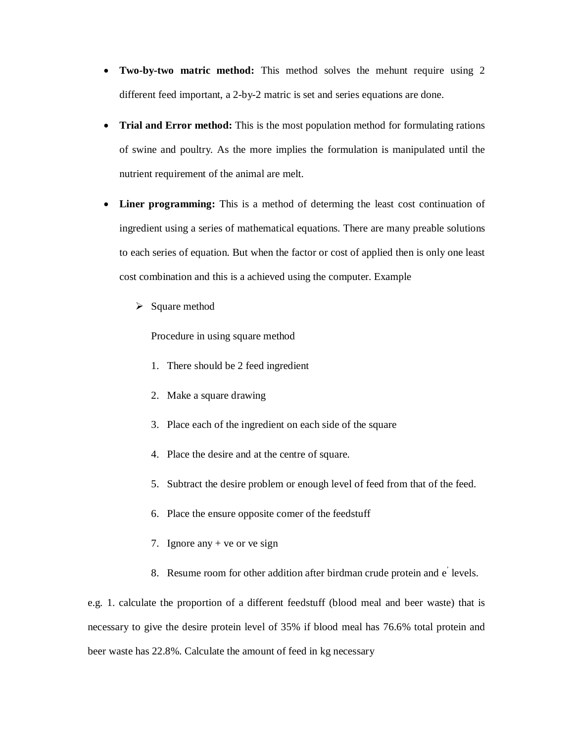- **Two-by-two matric method:** This method solves the mehunt require using 2 different feed important, a 2-by-2 matric is set and series equations are done.
- **Trial and Error method:** This is the most population method for formulating rations of swine and poultry. As the more implies the formulation is manipulated until the nutrient requirement of the animal are melt.
- **Liner programming:** This is a method of determing the least cost continuation of ingredient using a series of mathematical equations. There are many preable solutions to each series of equation. But when the factor or cost of applied then is only one least cost combination and this is a achieved using the computer. Example
  - Square method

    Procedure in using square method

    1. There should be 2 feed ingredient
    2. Make a square drawing
    3. Place each of the ingredient on each side of the square
    4. Place the desire and at the centre of square.
    5. Subtract the desire problem or enough level of feed from that of the feed.
    6. Place the ensure opposite comer of the feedstuff
    7. Ignore any + ve or ve sign
    8. Resume room for other addition after birdman crude protein and e' levels.

e.g. 1. calculate the proportion of a different feedstuff (blood meal and beer waste) that is necessary to give the desire protein level of 35% if blood meal has 76.6% total protein and beer waste has 22.8%. Calculate the amount of feed in kg necessary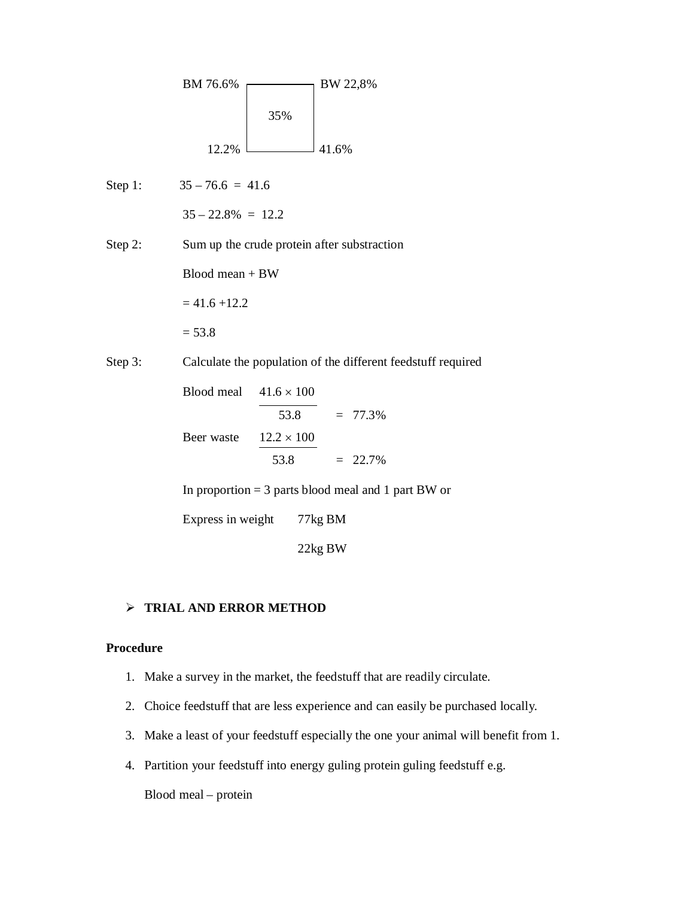| BM 76.6% | | BW 22,8% |
|---|---|---|
| | 35% | |
| 12.2% | | 41.6% |

Step 1: $35 - 76.6 = 41.6$

$35 - 22.8\% = 12.2$

Step 2: Sum up the crude protein after substraction

Blood mean + BW

$= 41.6 + 12.2$

$= 53.8$

Step 3: Calculate the population of the different feedstuff required

Blood meal $\frac{41.6 \times 100}{53.8} = 77.3\%$

Beer waste $\frac{12.2 \times 100}{53.8} = 22.7\%$

In proportion = 3 parts blood meal and 1 part BW or

Express in weight 77kg BM

22kg BW

- **TRIAL AND ERROR METHOD**

**Procedure**

1. Make a survey in the market, the feedstuff that are readily circulate.
2. Choice feedstuff that are less experience and can easily be purchased locally.
3. Make a least of your feedstuff especially the one your animal will benefit from 1.
4. Partition your feedstuff into energy guling protein guling feedstuff e.g.

   Blood meal – protein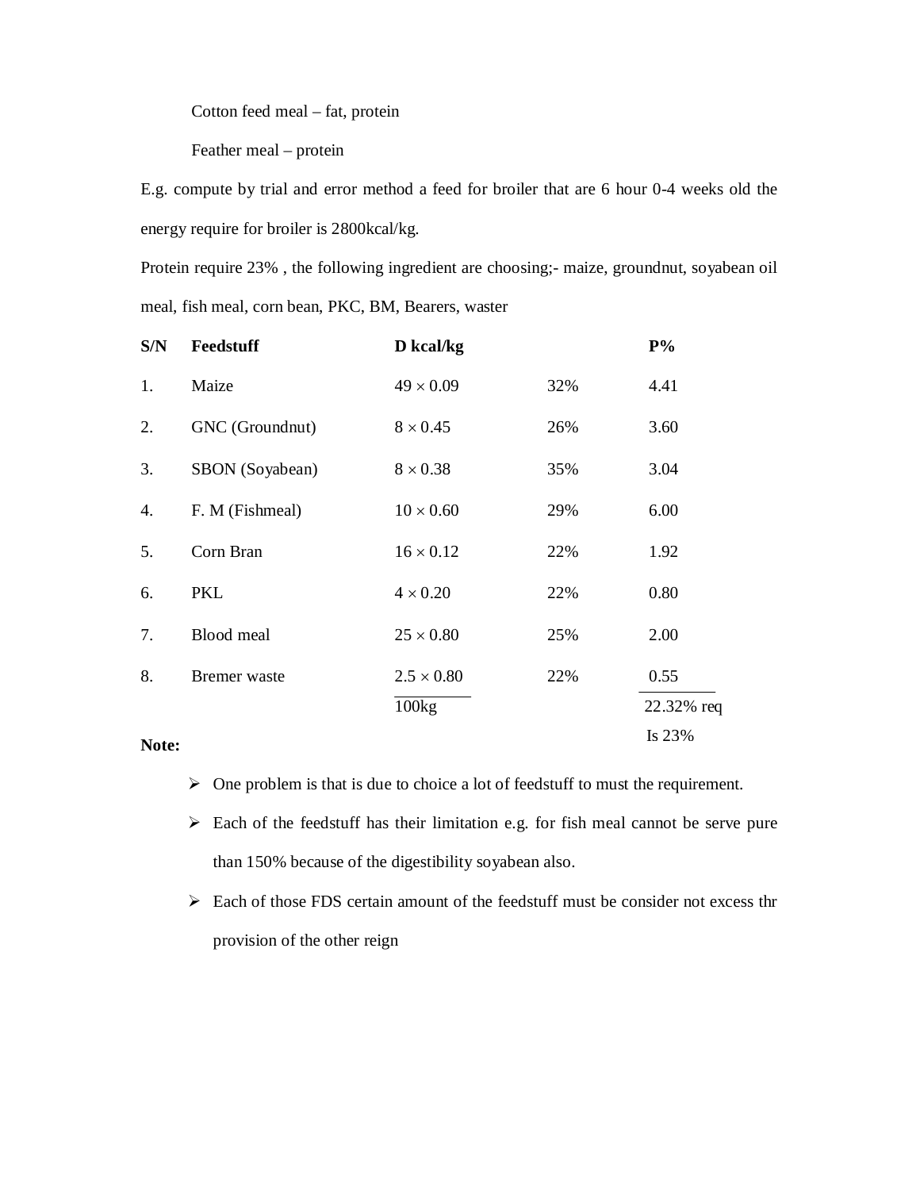Cotton feed meal – fat, protein

Feather meal – protein

E.g. compute by trial and error method a feed for broiler that are 6 hour 0-4 weeks old the energy require for broiler is 2800kcal/kg.

Protein require 23% , the following ingredient are choosing;- maize, groundnut, soyabean oil meal, fish meal, corn bean, PKC, BM, Bearers, waster

| S/N | Feedstuff | D kcal/kg | | P% |
|---|---|---|---|---|
| 1. | Maize | $49 \times 0.09$ | 32% | 4.41 |
| 2. | GNC (Groundnut) | $8 \times 0.45$ | 26% | 3.60 |
| 3. | SBON (Soyabean) | $8 \times 0.38$ | 35% | 3.04 |
| 4. | F. M (Fishmeal) | $10 \times 0.60$ | 29% | 6.00 |
| 5. | Corn Bran | $16 \times 0.12$ | 22% | 1.92 |
| 6. | PKL | $4 \times 0.20$ | 22% | 0.80 |
| 7. | Blood meal | $25 \times 0.80$ | 25% | 2.00 |
| 8. | Bremer waste | $2.5 \times 0.80$ | 22% | 0.55 |
| | | 100kg | | 22.32% req Is 23% |

**Note:**

- One problem is that is due to choice a lot of feedstuff to must the requirement.
- Each of the feedstuff has their limitation e.g. for fish meal cannot be serve pure than 150% because of the digestibility soyabean also.
- Each of those FDS certain amount of the feedstuff must be consider not excess thr provision of the other reign